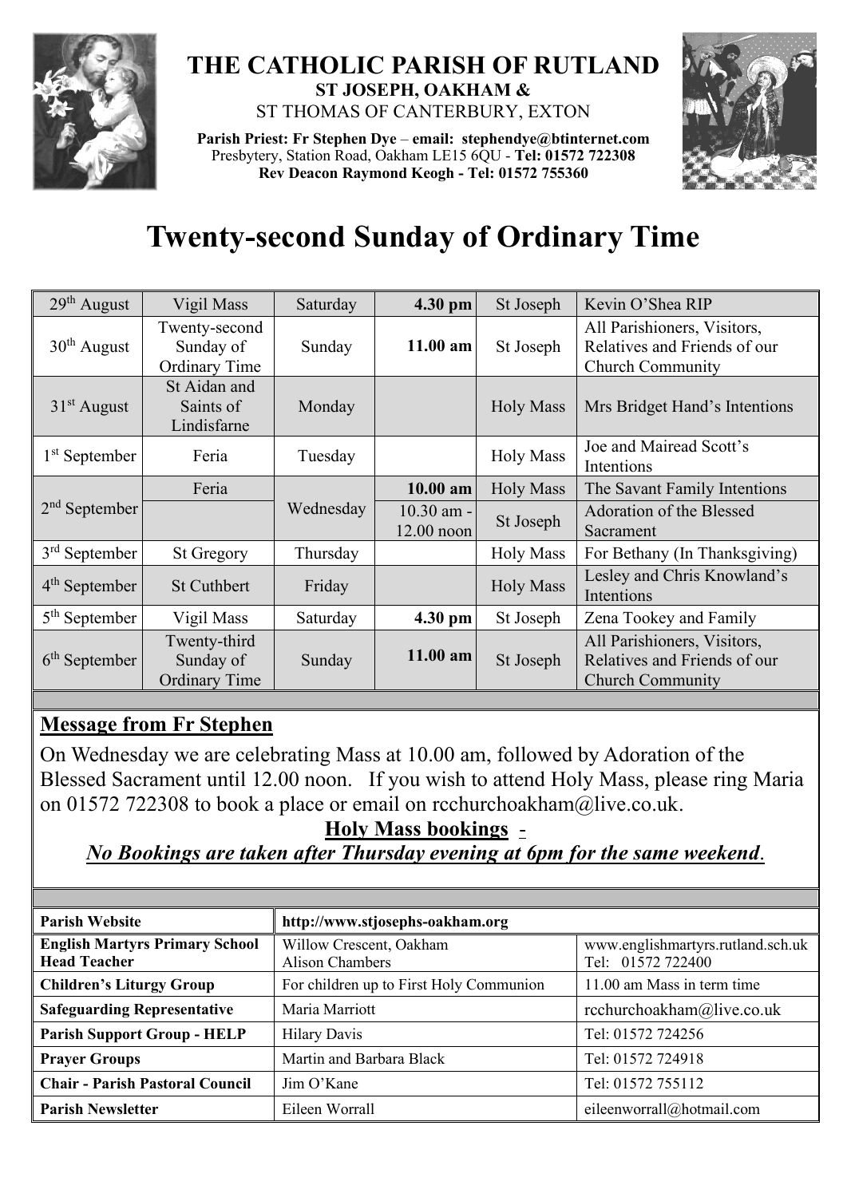# THE CATHOLIC PARISH OF RUTLAND

**ST JOSEPH, OAKHAM &**

ST THOMAS OF CANTERBURY, EXTON

**Parish Priest: Fr Stephen Dye** – **email: stephendye@btinternet.com**
Presbytery, Station Road, Oakham LE15 6QU - **Tel: 01572 722308**
**Rev Deacon Raymond Keogh - Tel: 01572 755360**

# Twenty-second Sunday of Ordinary Time

| | | | | | |
|---|---|---|---|---|---|
| 29th August | Vigil Mass | Saturday | **4.30 pm** | St Joseph | Kevin O'Shea RIP |
| 30th August | Twenty-second Sunday of Ordinary Time | Sunday | **11.00 am** | St Joseph | All Parishioners, Visitors, Relatives and Friends of our Church Community |
| 31st August | St Aidan and Saints of Lindisfarne | Monday | | Holy Mass | Mrs Bridget Hand's Intentions |
| 1st September | Feria | Tuesday | | Holy Mass | Joe and Mairead Scott's Intentions |
| 2nd September | Feria | Wednesday | **10.00 am** | Holy Mass | The Savant Family Intentions |
| | | | 10.30 am - 12.00 noon | St Joseph | Adoration of the Blessed Sacrament |
| 3rd September | St Gregory | Thursday | | Holy Mass | For Bethany (In Thanksgiving) |
| 4th September | St Cuthbert | Friday | | Holy Mass | Lesley and Chris Knowland's Intentions |
| 5th September | Vigil Mass | Saturday | **4.30 pm** | St Joseph | Zena Tookey and Family |
| 6th September | Twenty-third Sunday of Ordinary Time | Sunday | **11.00 am** | St Joseph | All Parishioners, Visitors, Relatives and Friends of our Church Community |

## Message from Fr Stephen

On Wednesday we are celebrating Mass at 10.00 am, followed by Adoration of the Blessed Sacrament until 12.00 noon. If you wish to attend Holy Mass, please ring Maria on 01572 722308 to book a place or email on rcchurchoakham@live.co.uk.

**Holy Mass bookings** -

***No Bookings are taken after Thursday evening at 6pm for the same weekend.***

| | | |
|---|---|---|
| **Parish Website** | **http://www.stjosephs-oakham.org** | |
| **English Martyrs Primary School Head Teacher** | Willow Crescent, Oakham Alison Chambers | www.englishmartyrs.rutland.sch.uk Tel: 01572 722400 |
| **Children's Liturgy Group** | For children up to First Holy Communion | 11.00 am Mass in term time |
| **Safeguarding Representative** | Maria Marriott | rcchurchoakham@live.co.uk |
| **Parish Support Group - HELP** | Hilary Davis | Tel: 01572 724256 |
| **Prayer Groups** | Martin and Barbara Black | Tel: 01572 724918 |
| **Chair - Parish Pastoral Council** | Jim O'Kane | Tel: 01572 755112 |
| **Parish Newsletter** | Eileen Worrall | eileenworrall@hotmail.com |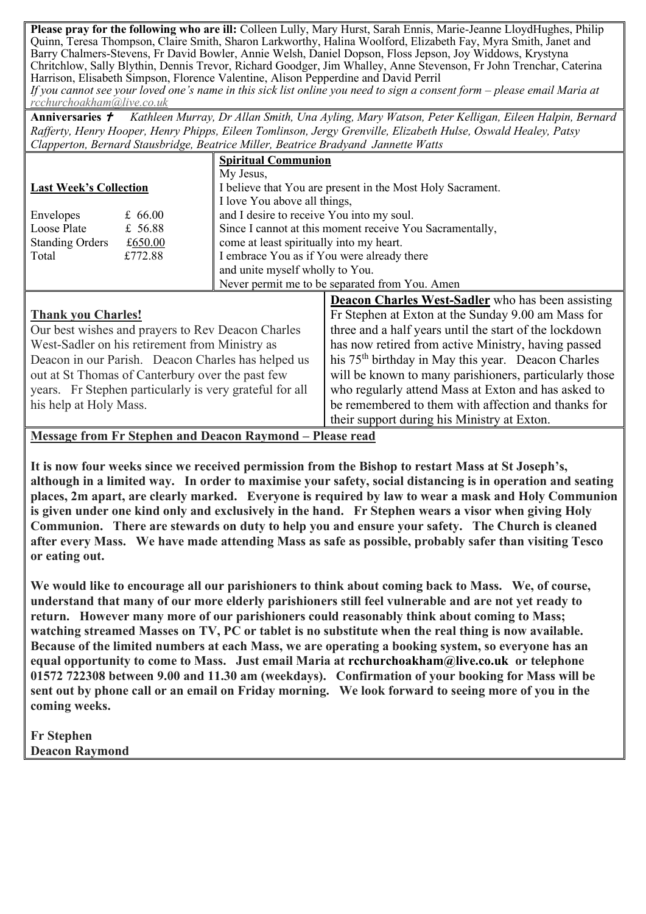**Please pray for the following who are ill:** Colleen Lully, Mary Hurst, Sarah Ennis, Marie-Jeanne LloydHughes, Philip Quinn, Teresa Thompson, Claire Smith, Sharon Larkworthy, Halina Woolford, Elizabeth Fay, Myra Smith, Janet and Barry Chalmers-Stevens, Fr David Bowler, Annie Welsh, Daniel Dopson, Floss Jepson, Joy Widdows, Krystyna Chritchlow, Sally Blythin, Dennis Trevor, Richard Goodger, Jim Whalley, Anne Stevenson, Fr John Trenchar, Caterina Harrison, Elisabeth Simpson, Florence Valentine, Alison Pepperdine and David Perril

*If you cannot see your loved one's name in this sick list online you need to sign a consent form – please email Maria at rcchurchoakham@live.co.uk*

**Anniversaries ✝** *Kathleen Murray, Dr Allan Smith, Una Ayling, Mary Watson, Peter Kelligan, Eileen Halpin, Bernard Rafferty, Henry Hooper, Henry Phipps, Eileen Tomlinson, Jergy Grenville, Elizabeth Hulse, Oswald Healey, Patsy Clapperton, Bernard Stausbridge, Beatrice Miller, Beatrice Bradyand Jannette Watts*

**Last Week's Collection**

| | |
|---|---|
| Envelopes | £ 66.00 |
| Loose Plate | £ 56.88 |
| Standing Orders | £650.00 |
| Total | £772.88 |

**Spiritual Communion**

My Jesus,
I believe that You are present in the Most Holy Sacrament.
I love You above all things,
and I desire to receive You into my soul.
Since I cannot at this moment receive You Sacramentally,
come at least spiritually into my heart.
I embrace You as if You were already there
and unite myself wholly to You.
Never permit me to be separated from You. Amen

**Thank you Charles!**

Our best wishes and prayers to Rev Deacon Charles West-Sadler on his retirement from Ministry as Deacon in our Parish. Deacon Charles has helped us out at St Thomas of Canterbury over the past few years. Fr Stephen particularly is very grateful for all his help at Holy Mass.

**Deacon Charles West-Sadler** who has been assisting Fr Stephen at Exton at the Sunday 9.00 am Mass for three and a half years until the start of the lockdown has now retired from active Ministry, having passed his 75th birthday in May this year. Deacon Charles will be known to many parishioners, particularly those who regularly attend Mass at Exton and has asked to be remembered to them with affection and thanks for their support during his Ministry at Exton.

**Message from Fr Stephen and Deacon Raymond – Please read**

**It is now four weeks since we received permission from the Bishop to restart Mass at St Joseph's, although in a limited way. In order to maximise your safety, social distancing is in operation and seating places, 2m apart, are clearly marked. Everyone is required by law to wear a mask and Holy Communion is given under one kind only and exclusively in the hand. Fr Stephen wears a visor when giving Holy Communion. There are stewards on duty to help you and ensure your safety. The Church is cleaned after every Mass. We have made attending Mass as safe as possible, probably safer than visiting Tesco or eating out.**

**We would like to encourage all our parishioners to think about coming back to Mass. We, of course, understand that many of our more elderly parishioners still feel vulnerable and are not yet ready to return. However many more of our parishioners could reasonably think about coming to Mass; watching streamed Masses on TV, PC or tablet is no substitute when the real thing is now available. Because of the limited numbers at each Mass, we are operating a booking system, so everyone has an equal opportunity to come to Mass. Just email Maria at rcchurchoakham@live.co.uk or telephone 01572 722308 between 9.00 and 11.30 am (weekdays). Confirmation of your booking for Mass will be sent out by phone call or an email on Friday morning. We look forward to seeing more of you in the coming weeks.**

**Fr Stephen**
**Deacon Raymond**